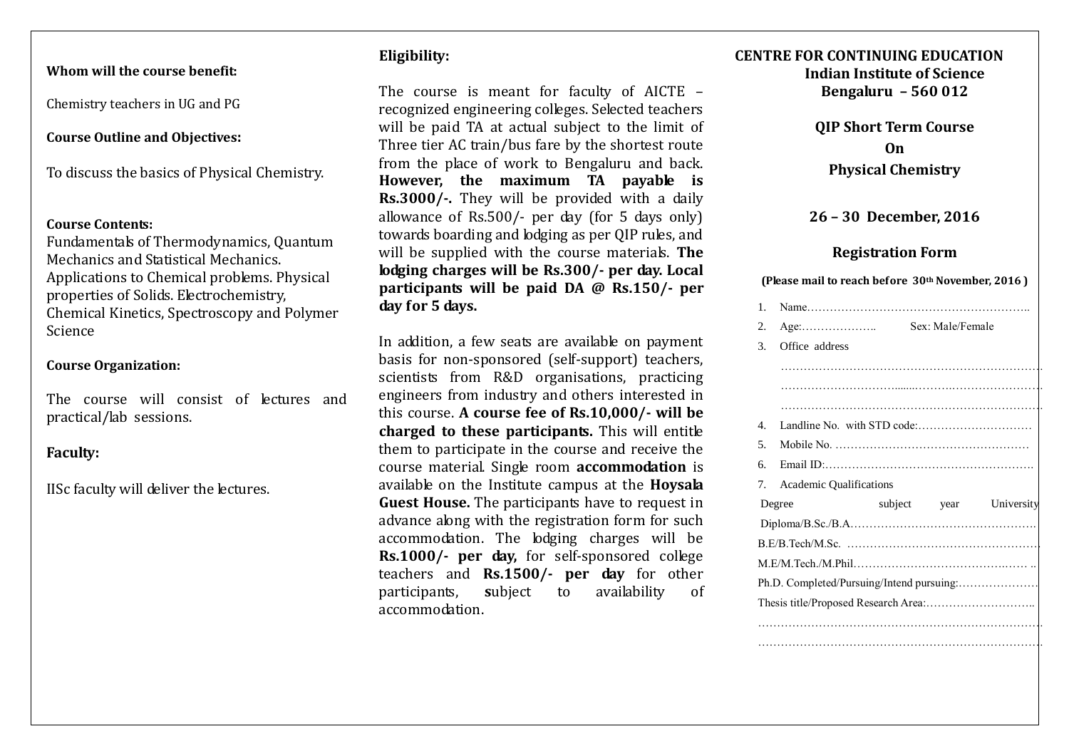**Whom will the course benefit:**

Chemistry teachers in UG and PG

**Course Outline and Objectives:**

To discuss the basics of Physical Chemistry.

**Course Contents:**

Fundamentals of Thermodynamics, Quantum Mechanics and Statistical Mechanics. Applications to Chemical problems. Physical properties of Solids. Electrochemistry, Chemical Kinetics, Spectroscopy and Polymer Science

**Course Organization:**

The course will consist of lectures and practical/lab sessions.

**Faculty:**

IISc faculty will deliver the lectures.

**Eligibility:**

The course is meant for faculty of AICTE – recognized engineering colleges. Selected teachers will be paid TA at actual subject to the limit of Three tier AC train/bus fare by the shortest route from the place of work to Bengaluru and back. **However, the maximum TA payable is Rs.3000/-.** They will be provided with a daily allowance of Rs.500/- per day (for 5 days only) towards boarding and lodging as per QIP rules, and will be supplied with the course materials. **The lodging charges will be Rs.300/- per day. Local participants will be paid DA @ Rs.150/- per day for 5 days.**

In addition, a few seats are available on payment basis for non-sponsored (self-support) teachers, scientists from R&D organisations, practicing engineers from industry and others interested in this course. **A course fee of Rs.10,000/- will be charged to these participants.** This will entitle them to participate in the course and receive the course material. Single room **accommodation** is available on the Institute campus at the **Hoysala Guest House.** The participants have to request in advance along with the registration form for such accommodation. The lodging charges will be **Rs.1000/- per day,** for self-sponsored college teachers and **Rs.1500/- per day** for other participants, **s**ubject to availability of accommodation.

**CENTRE FOR CONTINUING EDUCATION**
**Indian Institute of Science**
**Bengaluru – 560 012**

## QIP Short Term Course On Physical Chemistry

**26 – 30 December, 2016**

### Registration Form

**(Please mail to reach before 30th November, 2016 )**

1. Name…………………………………………………..
2. Age:……………….. Sex: Male/Female
3. Office address
   ……………………………………………………………
   ……………………………………………………………
   ……………………………………………………………
4. Landline No. with STD code:…………………………
5. Mobile No. ……………………………………………
6. Email ID:……………………………………………….
7. Academic Qualifications

Degree subject year University

Diploma/B.Sc./B.A…………………………………………

B.E/B.Tech/M.Sc. ……………………………………………

M.E/M.Tech./M.Phil……………………………………… ..

Ph.D. Completed/Pursuing/Intend pursuing:…………………

Thesis title/Proposed Research Area:………………………..

………………………………………………………………

………………………………………………………………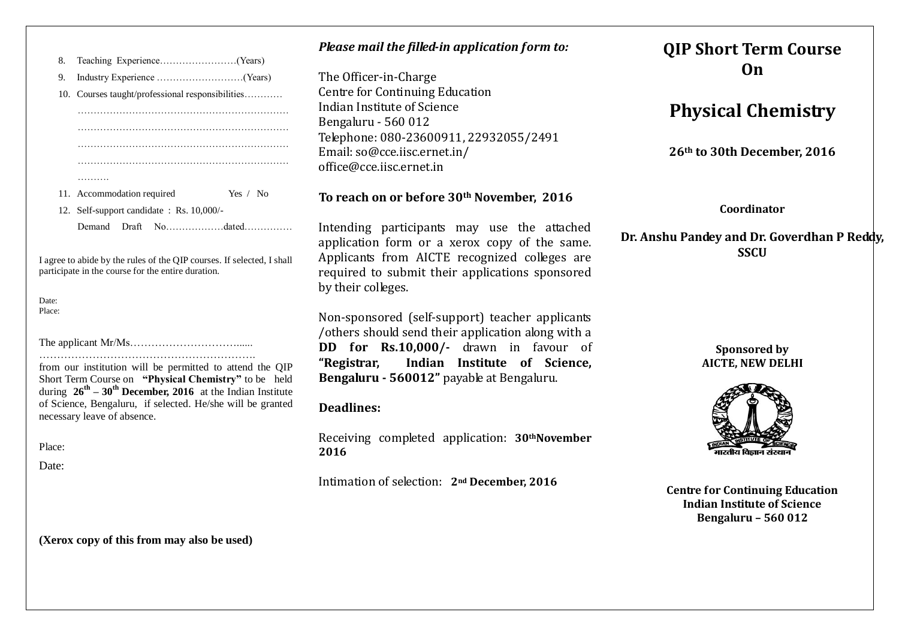8. Teaching Experience……………………(Years)
9. Industry Experience ………………………(Years)
10. Courses taught/professional responsibilities…………
    ……………………………………………………………
    ……………………………………………………………
    ……………………………………………………………
    ……………………………………………………………
    ……….
11. Accommodation required Yes / No
12. Self-support candidate : Rs. 10,000/-
    Demand Draft No………………dated……………

I agree to abide by the rules of the QIP courses. If selected, I shall participate in the course for the entire duration.

Date:
Place:

The applicant Mr/Ms…………………………......
……………………………………………………….
from our institution will be permitted to attend the QIP Short Term Course on **"Physical Chemistry"** to be held during **26th – 30th December, 2016** at the Indian Institute of Science, Bengaluru, if selected. He/she will be granted necessary leave of absence.

Place:

Date:

**(Xerox copy of this from may also be used)**

*Please mail the filled-in application form to:*

The Officer-in-Charge
Centre for Continuing Education
Indian Institute of Science
Bengaluru - 560 012
Telephone: 080-23600911, 22932055/2491
Email: so@cce.iisc.ernet.in/
office@cce.iisc.ernet.in

**To reach on or before 30th November, 2016**

Intending participants may use the attached application form or a xerox copy of the same. Applicants from AICTE recognized colleges are required to submit their applications sponsored by their colleges.

Non-sponsored (self-support) teacher applicants /others should send their application along with a **DD for Rs.10,000/-** drawn in favour of **"Registrar, Indian Institute of Science, Bengaluru - 560012"** payable at Bengaluru.

**Deadlines:**

Receiving completed application: **30thNovember 2016**

Intimation of selection: **2nd December, 2016**

# QIP Short Term Course On

# Physical Chemistry

**26th to 30th December, 2016**

**Coordinator**

**Dr. Anshu Pandey and Dr. Goverdhan P Reddy, SSCU**

**Sponsored by**
**AICTE, NEW DELHI**

INDIAN INSTITUTE OF SCIENCE
भारतीय विज्ञान संस्थान

**Centre for Continuing Education**
**Indian Institute of Science**
**Bengaluru – 560 012**